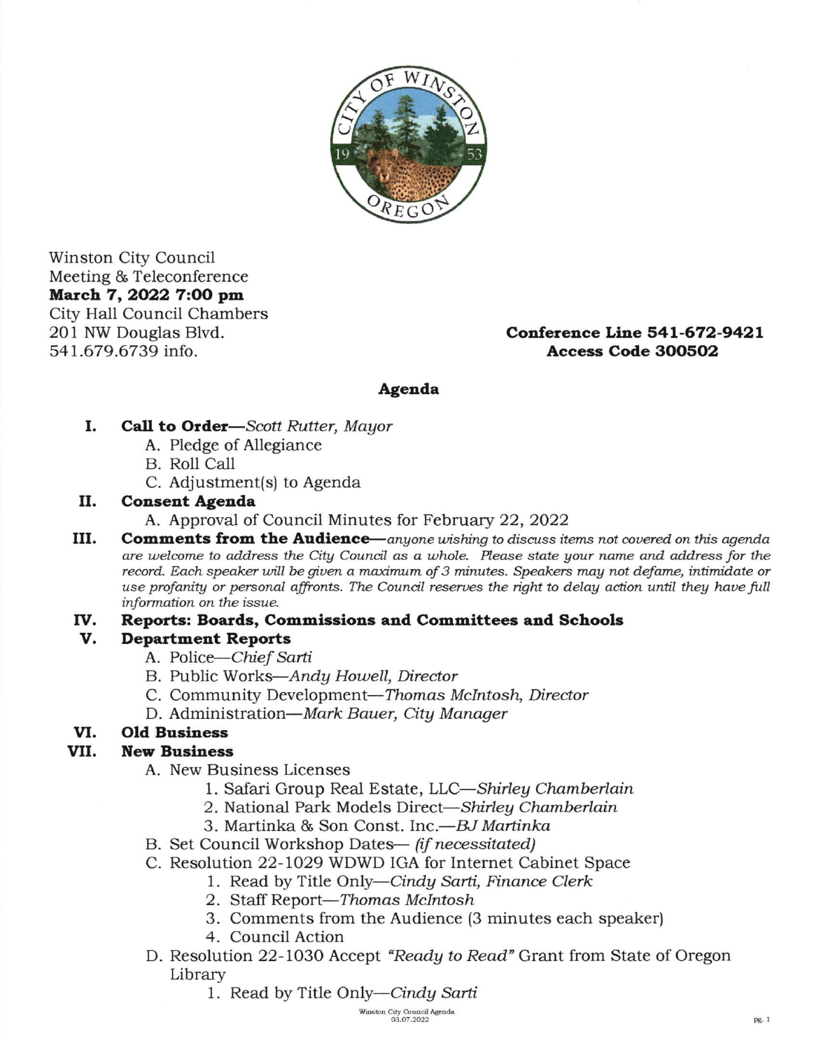Winston City Council
Meeting & Teleconference
**March 7, 2022 7:00 pm**
City Hall Council Chambers
201 NW Douglas Blvd.
541.679.6739 info.

**Conference Line 541-672-9421**
**Access Code 300502**

## Agenda

**I. Call to Order**—*Scott Rutter, Mayor*

A. Pledge of Allegiance
B. Roll Call
C. Adjustment(s) to Agenda

**II. Consent Agenda**

A. Approval of Council Minutes for February 22, 2022

**III. Comments from the Audience**—*anyone wishing to discuss items not covered on this agenda are welcome to address the City Council as a whole. Please state your name and address for the record. Each speaker will be given a maximum of 3 minutes. Speakers may not defame, intimidate or use profanity or personal affronts. The Council reserves the right to delay action until they have full information on the issue.*

**IV. Reports: Boards, Commissions and Committees and Schools**

**V. Department Reports**

A. Police—*Chief Sarti*
B. Public Works—*Andy Howell, Director*
C. Community Development—*Thomas McIntosh, Director*
D. Administration—*Mark Bauer, City Manager*

**VI. Old Business**

**VII. New Business**

A. New Business Licenses
   1. Safari Group Real Estate, LLC—*Shirley Chamberlain*
   2. National Park Models Direct—*Shirley Chamberlain*
   3. Martinka & Son Const. Inc.—*BJ Martinka*

B. Set Council Workshop Dates— *(if necessitated)*

C. Resolution 22-1029 WDWD IGA for Internet Cabinet Space
   1. Read by Title Only—*Cindy Sarti, Finance Clerk*
   2. Staff Report—*Thomas McIntosh*
   3. Comments from the Audience (3 minutes each speaker)
   4. Council Action

D. Resolution 22-1030 Accept *"Ready to Read"* Grant from State of Oregon Library
   1. Read by Title Only—*Cindy Sarti*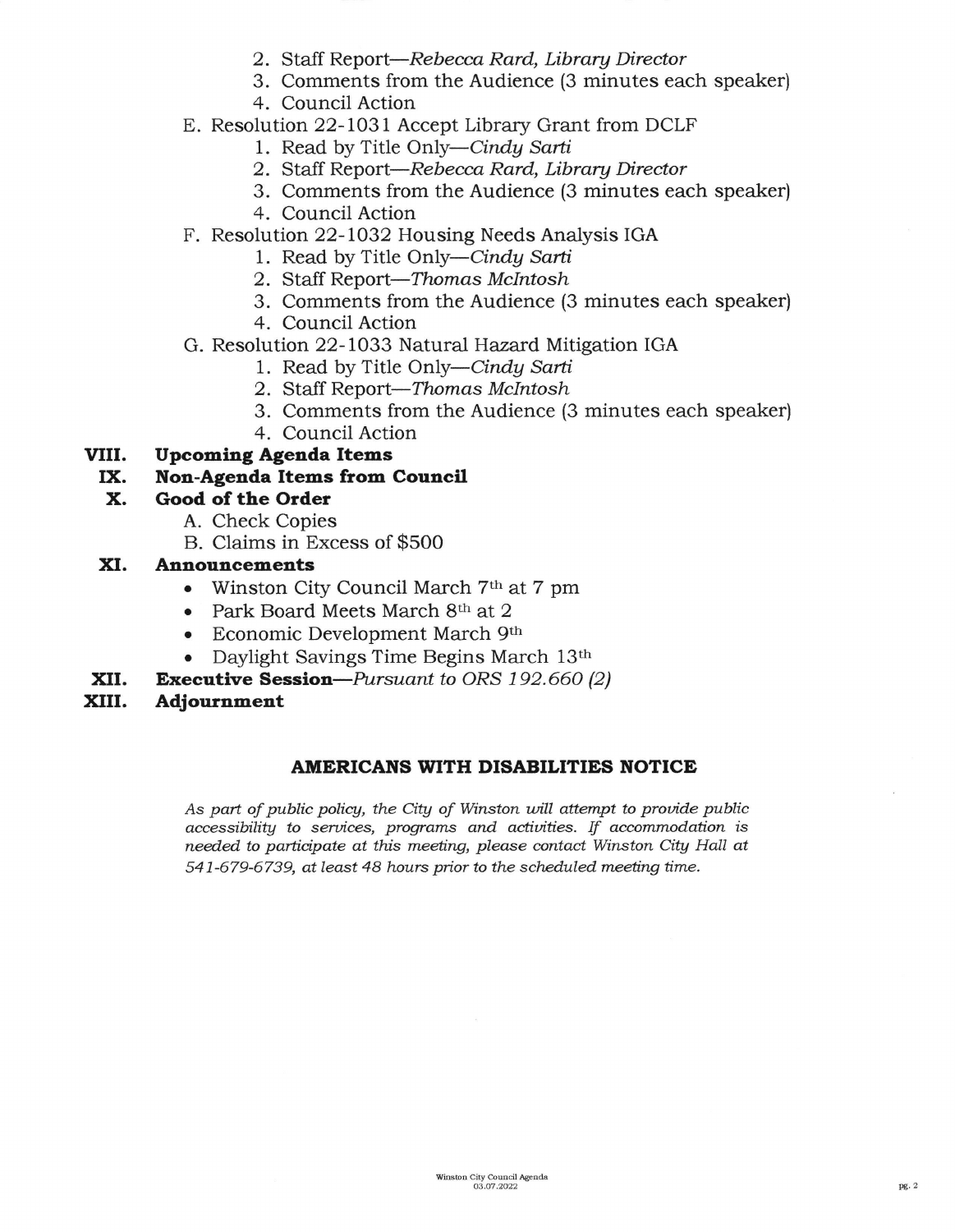2. Staff Report—*Rebecca Rard, Library Director*
3. Comments from the Audience (3 minutes each speaker)
4. Council Action

E. Resolution 22-1031 Accept Library Grant from DCLF
1. Read by Title Only—*Cindy Sarti*
2. Staff Report—*Rebecca Rard, Library Director*
3. Comments from the Audience (3 minutes each speaker)
4. Council Action

F. Resolution 22-1032 Housing Needs Analysis IGA
1. Read by Title Only—*Cindy Sarti*
2. Staff Report—*Thomas McIntosh*
3. Comments from the Audience (3 minutes each speaker)
4. Council Action

G. Resolution 22-1033 Natural Hazard Mitigation IGA
1. Read by Title Only—*Cindy Sarti*
2. Staff Report—*Thomas McIntosh*
3. Comments from the Audience (3 minutes each speaker)
4. Council Action

**VIII. Upcoming Agenda Items**

**IX. Non-Agenda Items from Council**

**X. Good of the Order**

A. Check Copies

B. Claims in Excess of $500

**XI. Announcements**

- Winston City Council March 7th at 7 pm
- Park Board Meets March 8th at 2
- Economic Development March 9th
- Daylight Savings Time Begins March 13th

**XII. Executive Session**—*Pursuant to ORS 192.660 (2)*

**XIII. Adjournment**

## AMERICANS WITH DISABILITIES NOTICE

*As part of public policy, the City of Winston will attempt to provide public accessibility to services, programs and activities. If accommodation is needed to participate at this meeting, please contact Winston City Hall at 541-679-6739, at least 48 hours prior to the scheduled meeting time.*